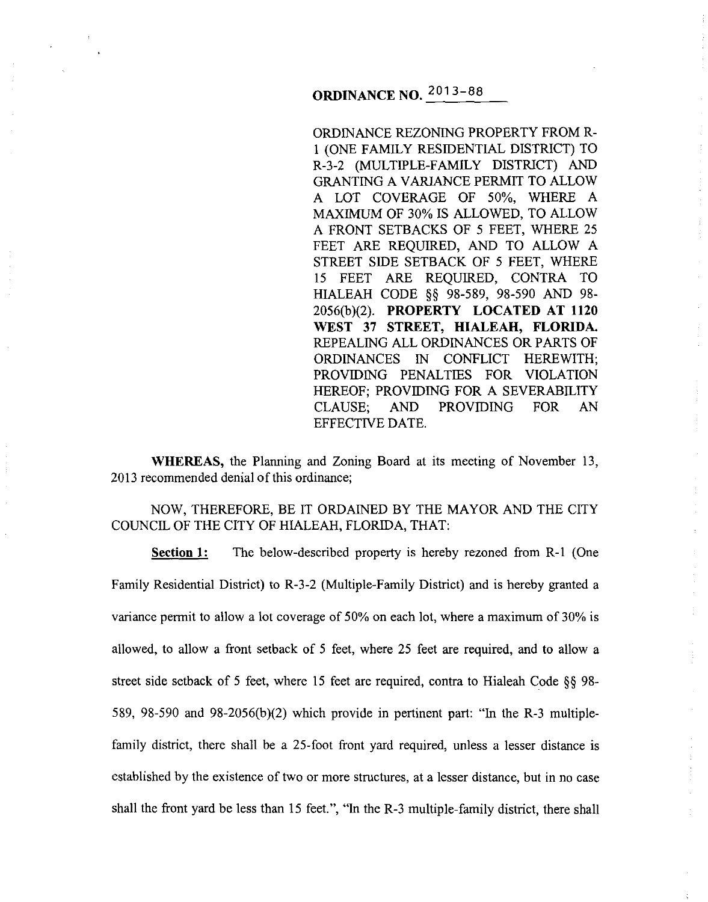**ORDINANCE NO. 2013-88**

ORDINANCE REZONING PROPERTY FROM R-1 (ONE FAMILY RESIDENTIAL DISTRICT) TO R-3-2 (MULTIPLE-FAMILY DISTRICT) AND GRANTING A VARIANCE PERMIT TO ALLOW A LOT COVERAGE OF 50%, WHERE A MAXIMUM OF 30% IS ALLOWED, TO ALLOW A FRONT SETBACKS OF 5 FEET, WHERE 25 FEET ARE REQUIRED, AND TO ALLOW A STREET SIDE SETBACK OF 5 FEET, WHERE 15 FEET ARE REQUIRED, CONTRA TO HIALEAH CODE §§ 98-589, 98-590 AND 98-2056(b)(2). **PROPERTY LOCATED AT 1120 WEST 37 STREET, HIALEAH, FLORIDA.** REPEALING ALL ORDINANCES OR PARTS OF ORDINANCES IN CONFLICT HEREWITH; PROVIDING PENALTIES FOR VIOLATION HEREOF; PROVIDING FOR A SEVERABILITY CLAUSE; AND PROVIDING FOR AN EFFECTIVE DATE.

**WHEREAS,** the Planning and Zoning Board at its meeting of November 13, 2013 recommended denial of this ordinance;

NOW, THEREFORE, BE IT ORDAINED BY THE MAYOR AND THE CITY COUNCIL OF THE CITY OF HIALEAH, FLORIDA, THAT:

**Section 1:** The below-described property is hereby rezoned from R-1 (One Family Residential District) to R-3-2 (Multiple-Family District) and is hereby granted a variance permit to allow a lot coverage of 50% on each lot, where a maximum of 30% is allowed, to allow a front setback of 5 feet, where 25 feet are required, and to allow a street side setback of 5 feet, where 15 feet are required, contra to Hialeah Code §§ 98-589, 98-590 and 98-2056(b)(2) which provide in pertinent part: "In the R-3 multiple-family district, there shall be a 25-foot front yard required, unless a lesser distance is established by the existence of two or more structures, at a lesser distance, but in no case shall the front yard be less than 15 feet.", "In the R-3 multiple-family district, there shall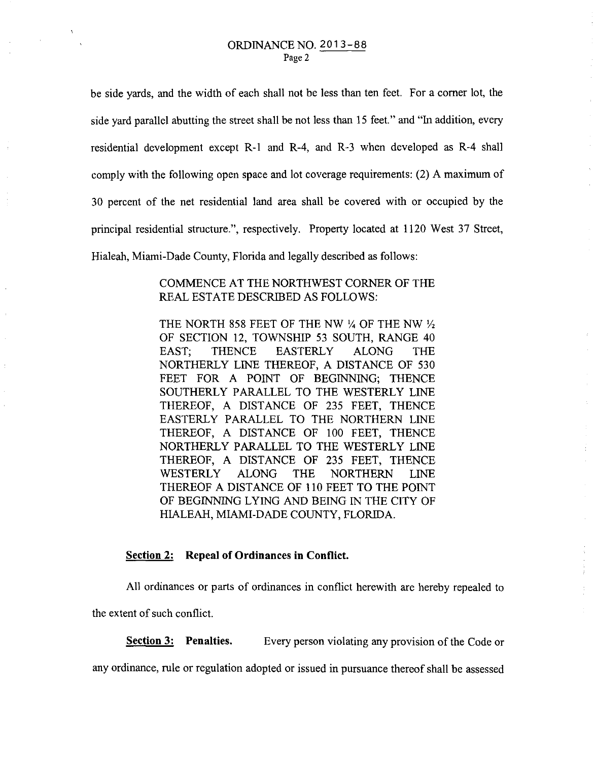be side yards, and the width of each shall not be less than ten feet. For a corner lot, the side yard parallel abutting the street shall be not less than 15 feet." and "In addition, every residential development except R-1 and R-4, and R-3 when developed as R-4 shall comply with the following open space and lot coverage requirements: (2) A maximum of 30 percent of the net residential land area shall be covered with or occupied by the principal residential structure.", respectively. Property located at 1120 West 37 Street, Hialeah, Miami-Dade County, Florida and legally described as follows:

> COMMENCE AT THE NORTHWEST CORNER OF THE REAL ESTATE DESCRIBED AS FOLLOWS:
>
> THE NORTH 858 FEET OF THE NW ¼ OF THE NW ½ OF SECTION 12, TOWNSHIP 53 SOUTH, RANGE 40 EAST; THENCE EASTERLY ALONG THE NORTHERLY LINE THEREOF, A DISTANCE OF 530 FEET FOR A POINT OF BEGINNING; THENCE SOUTHERLY PARALLEL TO THE WESTERLY LINE THEREOF, A DISTANCE OF 235 FEET, THENCE EASTERLY PARALLEL TO THE NORTHERN LINE THEREOF, A DISTANCE OF 100 FEET, THENCE NORTHERLY PARALLEL TO THE WESTERLY LINE THEREOF, A DISTANCE OF 235 FEET, THENCE WESTERLY ALONG THE NORTHERN LINE THEREOF A DISTANCE OF 110 FEET TO THE POINT OF BEGINNING LYING AND BEING IN THE CITY OF HIALEAH, MIAMI-DADE COUNTY, FLORIDA.

**Section 2: Repeal of Ordinances in Conflict.**

All ordinances or parts of ordinances in conflict herewith are hereby repealed to the extent of such conflict.

**Section 3: Penalties.** Every person violating any provision of the Code or any ordinance, rule or regulation adopted or issued in pursuance thereof shall be assessed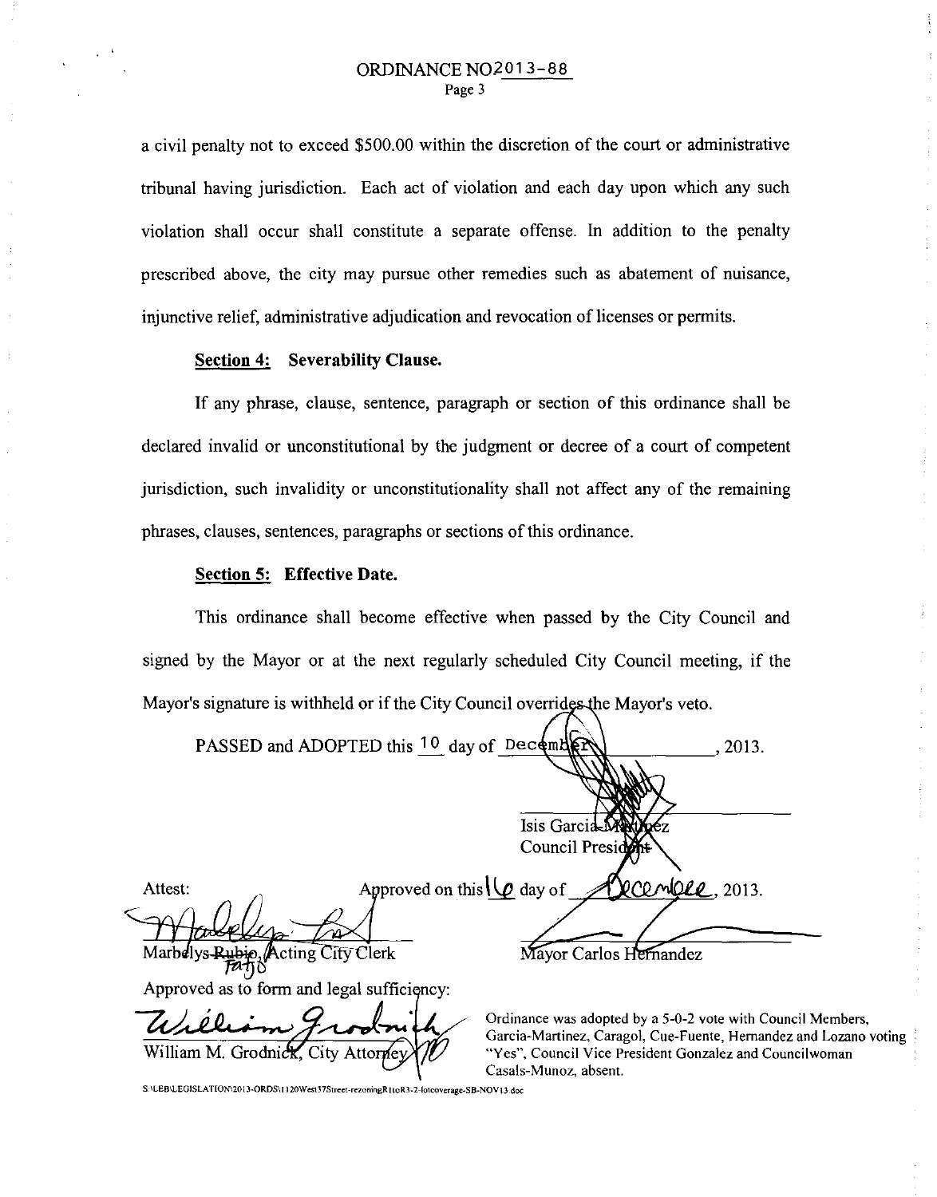a civil penalty not to exceed $500.00 within the discretion of the court or administrative tribunal having jurisdiction. Each act of violation and each day upon which any such violation shall occur shall constitute a separate offense. In addition to the penalty prescribed above, the city may pursue other remedies such as abatement of nuisance, injunctive relief, administrative adjudication and revocation of licenses or permits.

**Section 4: Severability Clause.**

If any phrase, clause, sentence, paragraph or section of this ordinance shall be declared invalid or unconstitutional by the judgment or decree of a court of competent jurisdiction, such invalidity or unconstitutionality shall not affect any of the remaining phrases, clauses, sentences, paragraphs or sections of this ordinance.

**Section 5: Effective Date.**

This ordinance shall become effective when passed by the City Council and signed by the Mayor or at the next regularly scheduled City Council meeting, if the Mayor's signature is withheld or if the City Council overrides the Mayor's veto.

PASSED and ADOPTED this 10 day of December, 2013.

Isis Garcia-Martinez
Council President

Attest:

Marbelys ~~Rubio~~ Fatjo, Acting City Clerk

Approved on this 16 day of December, 2013.

Mayor Carlos Hernandez

Approved as to form and legal sufficiency:

William M. Grodnick, City Attorney

Ordinance was adopted by a 5-0-2 vote with Council Members, Garcia-Martinez, Caragol, Cue-Fuente, Hernandez and Lozano voting "Yes", Council Vice President Gonzalez and Councilwoman Casals-Munoz, absent.

S:\LEB\LEGISLATION\2013-ORDS\1120West37Street-rezoningR1toR3-2-lotcoverage-SB-NOV13.doc